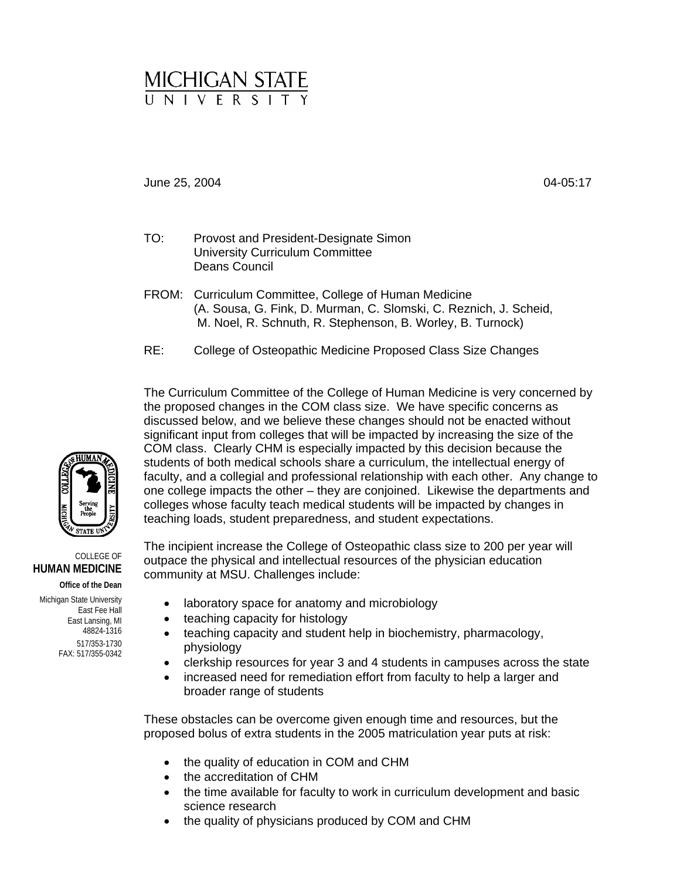MICHIGAN STATE UNIVERSITY

COLLEGE OF
**HUMAN MEDICINE**

**Office of the Dean**

Michigan State University
East Fee Hall
East Lansing, MI
48824-1316
517/353-1730
FAX: 517/355-0342

June 25, 2004 04-05:17

TO: Provost and President-Designate Simon
University Curriculum Committee
Deans Council

FROM: Curriculum Committee, College of Human Medicine
(A. Sousa, G. Fink, D. Murman, C. Slomski, C. Reznich, J. Scheid, M. Noel, R. Schnuth, R. Stephenson, B. Worley, B. Turnock)

RE: College of Osteopathic Medicine Proposed Class Size Changes

The Curriculum Committee of the College of Human Medicine is very concerned by the proposed changes in the COM class size. We have specific concerns as discussed below, and we believe these changes should not be enacted without significant input from colleges that will be impacted by increasing the size of the COM class. Clearly CHM is especially impacted by this decision because the students of both medical schools share a curriculum, the intellectual energy of faculty, and a collegial and professional relationship with each other. Any change to one college impacts the other – they are conjoined. Likewise the departments and colleges whose faculty teach medical students will be impacted by changes in teaching loads, student preparedness, and student expectations.

The incipient increase the College of Osteopathic class size to 200 per year will outpace the physical and intellectual resources of the physician education community at MSU. Challenges include:

- laboratory space for anatomy and microbiology
- teaching capacity for histology
- teaching capacity and student help in biochemistry, pharmacology, physiology
- clerkship resources for year 3 and 4 students in campuses across the state
- increased need for remediation effort from faculty to help a larger and broader range of students

These obstacles can be overcome given enough time and resources, but the proposed bolus of extra students in the 2005 matriculation year puts at risk:

- the quality of education in COM and CHM
- the accreditation of CHM
- the time available for faculty to work in curriculum development and basic science research
- the quality of physicians produced by COM and CHM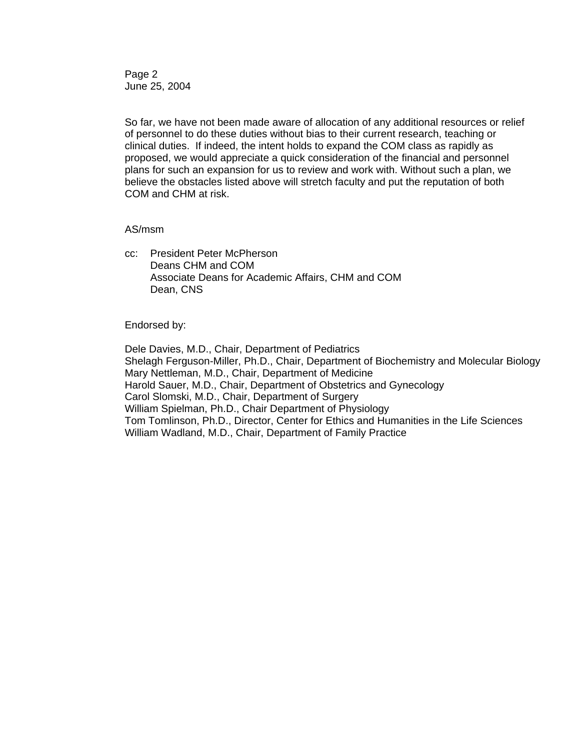So far, we have not been made aware of allocation of any additional resources or relief of personnel to do these duties without bias to their current research, teaching or clinical duties. If indeed, the intent holds to expand the COM class as rapidly as proposed, we would appreciate a quick consideration of the financial and personnel plans for such an expansion for us to review and work with. Without such a plan, we believe the obstacles listed above will stretch faculty and put the reputation of both COM and CHM at risk.

AS/msm

cc: President Peter McPherson
Deans CHM and COM
Associate Deans for Academic Affairs, CHM and COM
Dean, CNS

Endorsed by:

Dele Davies, M.D., Chair, Department of Pediatrics
Shelagh Ferguson-Miller, Ph.D., Chair, Department of Biochemistry and Molecular Biology
Mary Nettleman, M.D., Chair, Department of Medicine
Harold Sauer, M.D., Chair, Department of Obstetrics and Gynecology
Carol Slomski, M.D., Chair, Department of Surgery
William Spielman, Ph.D., Chair Department of Physiology
Tom Tomlinson, Ph.D., Director, Center for Ethics and Humanities in the Life Sciences
William Wadland, M.D., Chair, Department of Family Practice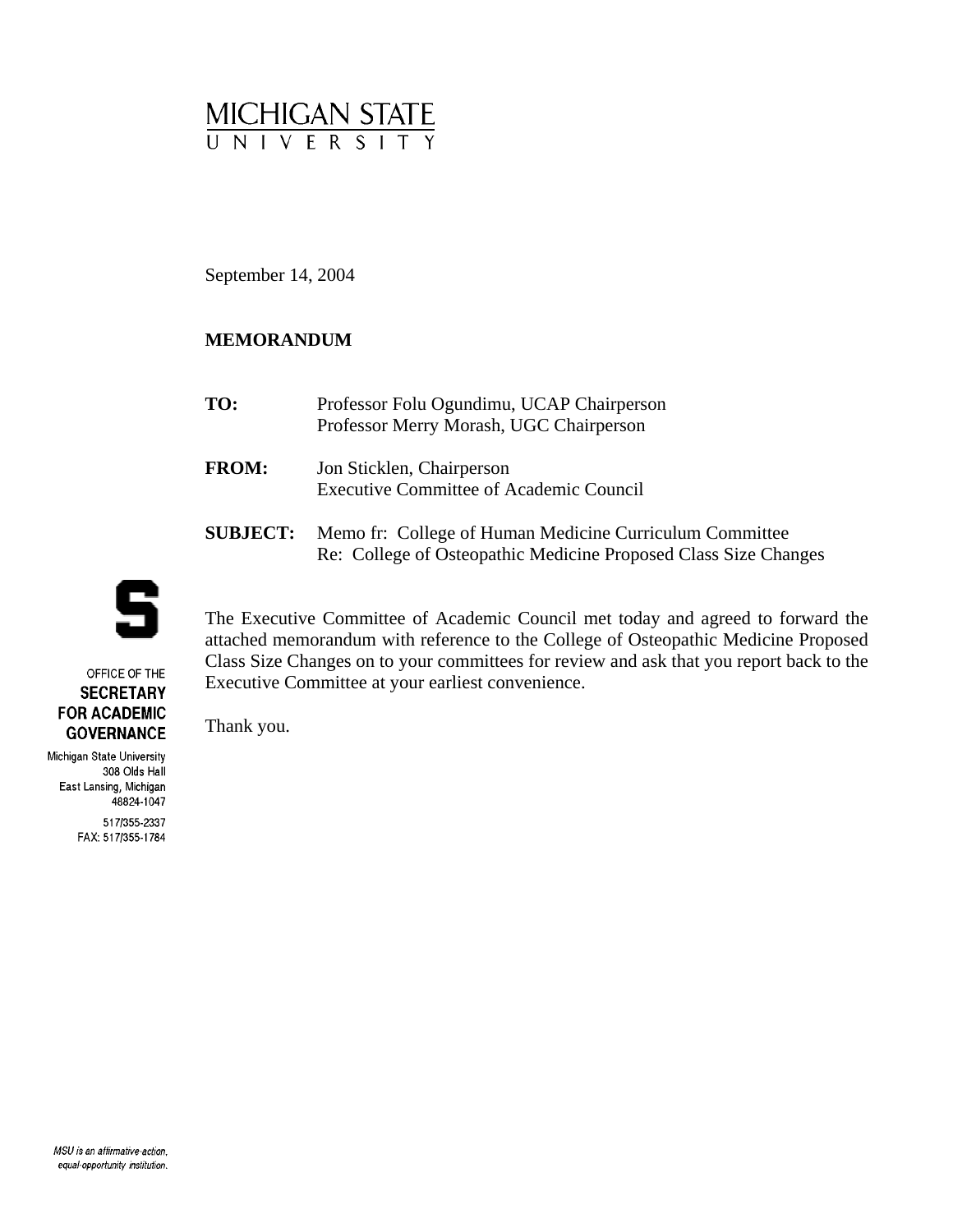MICHIGAN STATE
UNIVERSITY

September 14, 2004

**MEMORANDUM**

**TO:** Professor Folu Ogundimu, UCAP Chairperson
Professor Merry Morash, UGC Chairperson

**FROM:** Jon Sticklen, Chairperson
Executive Committee of Academic Council

**SUBJECT:** Memo fr: College of Human Medicine Curriculum Committee
Re: College of Osteopathic Medicine Proposed Class Size Changes

The Executive Committee of Academic Council met today and agreed to forward the attached memorandum with reference to the College of Osteopathic Medicine Proposed Class Size Changes on to your committees for review and ask that you report back to the Executive Committee at your earliest convenience.

Thank you.

OFFICE OF THE
**SECRETARY FOR ACADEMIC GOVERNANCE**

Michigan State University
308 Olds Hall
East Lansing, Michigan
48824-1047

517/355-2337
FAX: 517/355-1784

*MSU is an affirmative-action, equal-opportunity institution.*